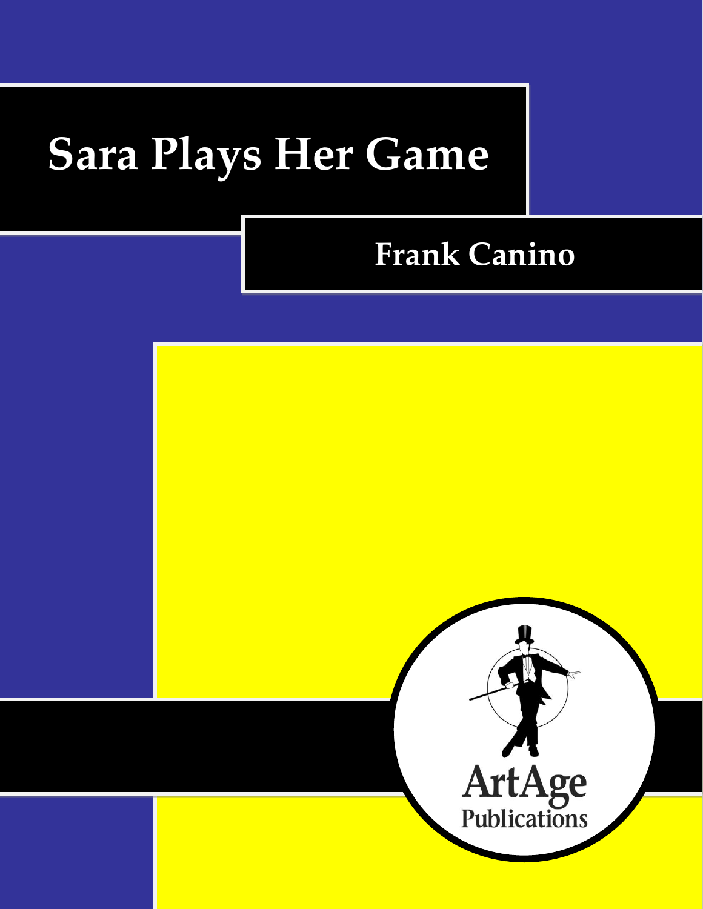# Sara Plays Her Game

## Frank Canino

ArtAge Publications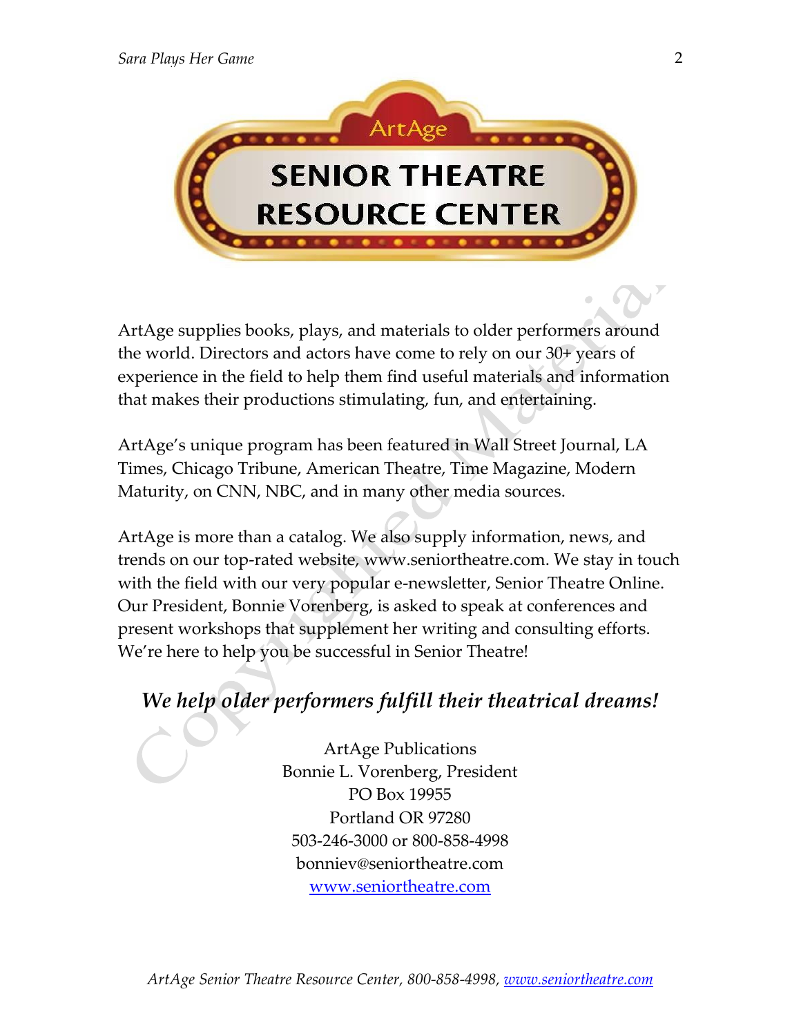ArtAge

# SENIOR THEATRE RESOURCE CENTER

ArtAge supplies books, plays, and materials to older performers around the world. Directors and actors have come to rely on our 30+ years of experience in the field to help them find useful materials and information that makes their productions stimulating, fun, and entertaining.

ArtAge's unique program has been featured in Wall Street Journal, LA Times, Chicago Tribune, American Theatre, Time Magazine, Modern Maturity, on CNN, NBC, and in many other media sources.

ArtAge is more than a catalog. We also supply information, news, and trends on our top-rated website, www.seniortheatre.com. We stay in touch with the field with our very popular e-newsletter, Senior Theatre Online. Our President, Bonnie Vorenberg, is asked to speak at conferences and present workshops that supplement her writing and consulting efforts. We're here to help you be successful in Senior Theatre!

***We help older performers fulfill their theatrical dreams!***

ArtAge Publications
Bonnie L. Vorenberg, President
PO Box 19955
Portland OR 97280
503-246-3000 or 800-858-4998
bonniev@seniortheatre.com
www.seniortheatre.com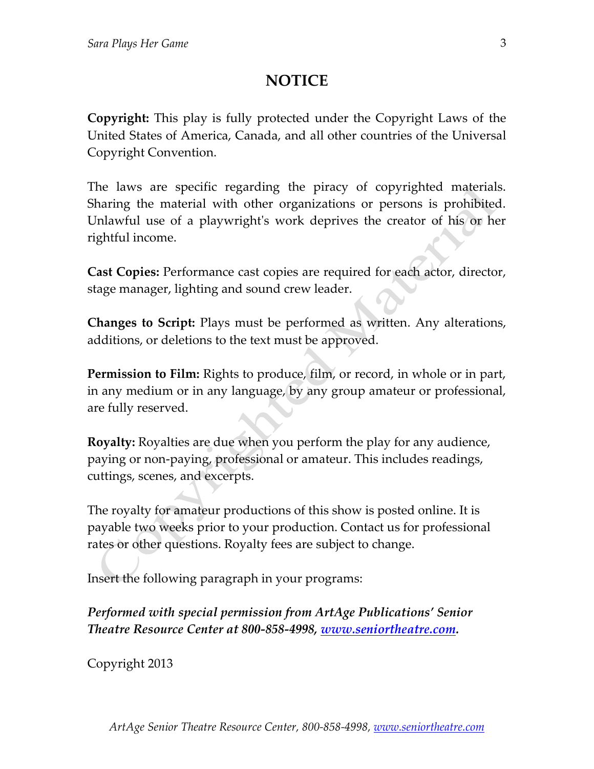# NOTICE

**Copyright:** This play is fully protected under the Copyright Laws of the United States of America, Canada, and all other countries of the Universal Copyright Convention.

The laws are specific regarding the piracy of copyrighted materials. Sharing the material with other organizations or persons is prohibited. Unlawful use of a playwright's work deprives the creator of his or her rightful income.

**Cast Copies:** Performance cast copies are required for each actor, director, stage manager, lighting and sound crew leader.

**Changes to Script:** Plays must be performed as written. Any alterations, additions, or deletions to the text must be approved.

**Permission to Film:** Rights to produce, film, or record, in whole or in part, in any medium or in any language, by any group amateur or professional, are fully reserved.

**Royalty:** Royalties are due when you perform the play for any audience, paying or non-paying, professional or amateur. This includes readings, cuttings, scenes, and excerpts.

The royalty for amateur productions of this show is posted online. It is payable two weeks prior to your production. Contact us for professional rates or other questions. Royalty fees are subject to change.

Insert the following paragraph in your programs:

***Performed with special permission from ArtAge Publications' Senior Theatre Resource Center at 800-858-4998, www.seniortheatre.com.***

Copyright 2013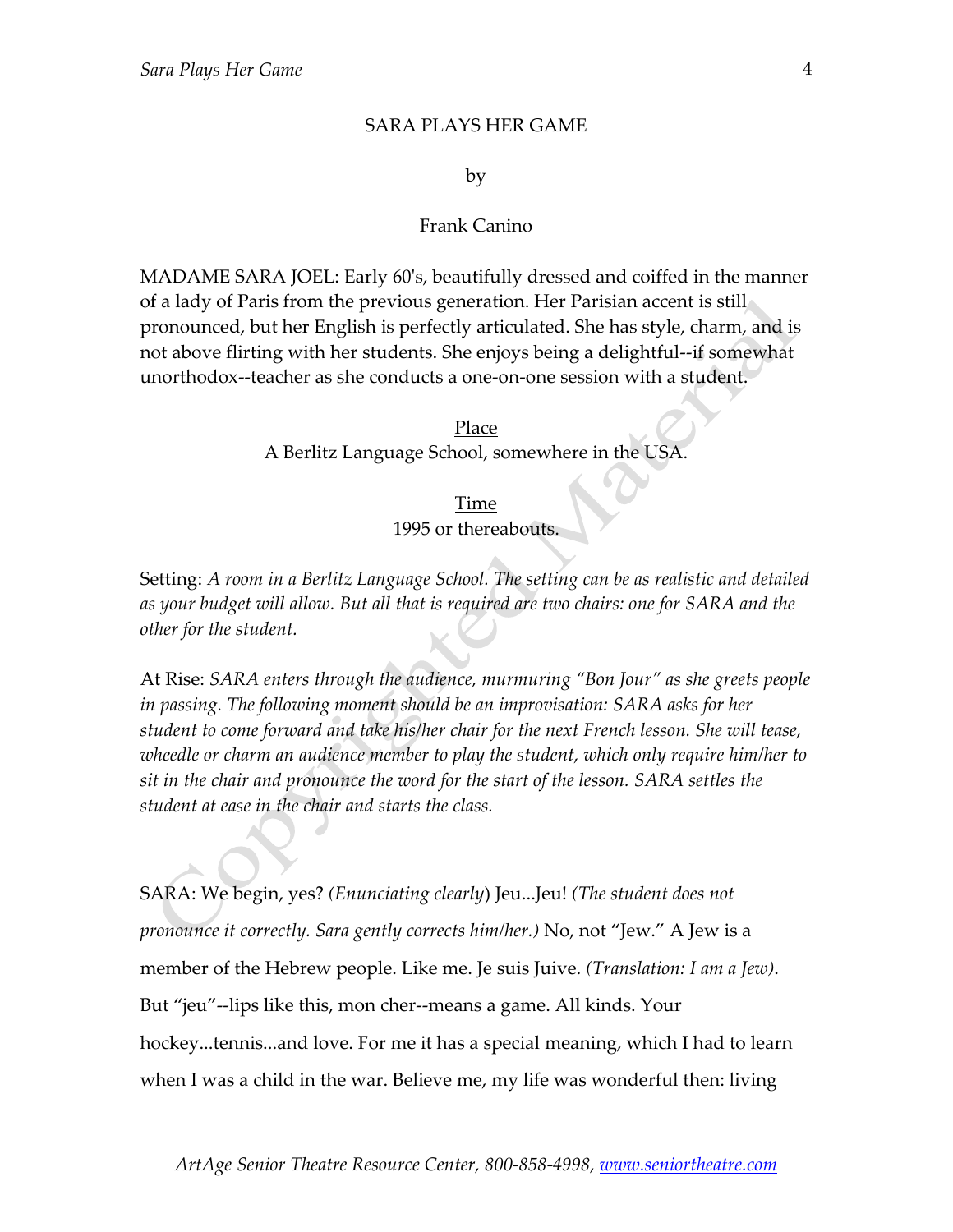SARA PLAYS HER GAME

by

Frank Canino

MADAME SARA JOEL: Early 60's, beautifully dressed and coiffed in the manner of a lady of Paris from the previous generation. Her Parisian accent is still pronounced, but her English is perfectly articulated. She has style, charm, and is not above flirting with her students. She enjoys being a delightful--if somewhat unorthodox--teacher as she conducts a one-on-one session with a student.

<u>Place</u>
A Berlitz Language School, somewhere in the USA.

<u>Time</u>
1995 or thereabouts.

Setting: *A room in a Berlitz Language School. The setting can be as realistic and detailed as your budget will allow. But all that is required are two chairs: one for SARA and the other for the student.*

At Rise: *SARA enters through the audience, murmuring "Bon Jour" as she greets people in passing. The following moment should be an improvisation: SARA asks for her student to come forward and take his/her chair for the next French lesson. She will tease, wheedle or charm an audience member to play the student, which only require him/her to sit in the chair and pronounce the word for the start of the lesson. SARA settles the student at ease in the chair and starts the class.*

SARA: We begin, yes? *(Enunciating clearly)* Jeu...Jeu! *(The student does not pronounce it correctly. Sara gently corrects him/her.)* No, not "Jew." A Jew is a member of the Hebrew people. Like me. Je suis Juive. *(Translation: I am a Jew).* But "jeu"--lips like this, mon cher--means a game. All kinds. Your hockey...tennis...and love. For me it has a special meaning, which I had to learn when I was a child in the war. Believe me, my life was wonderful then: living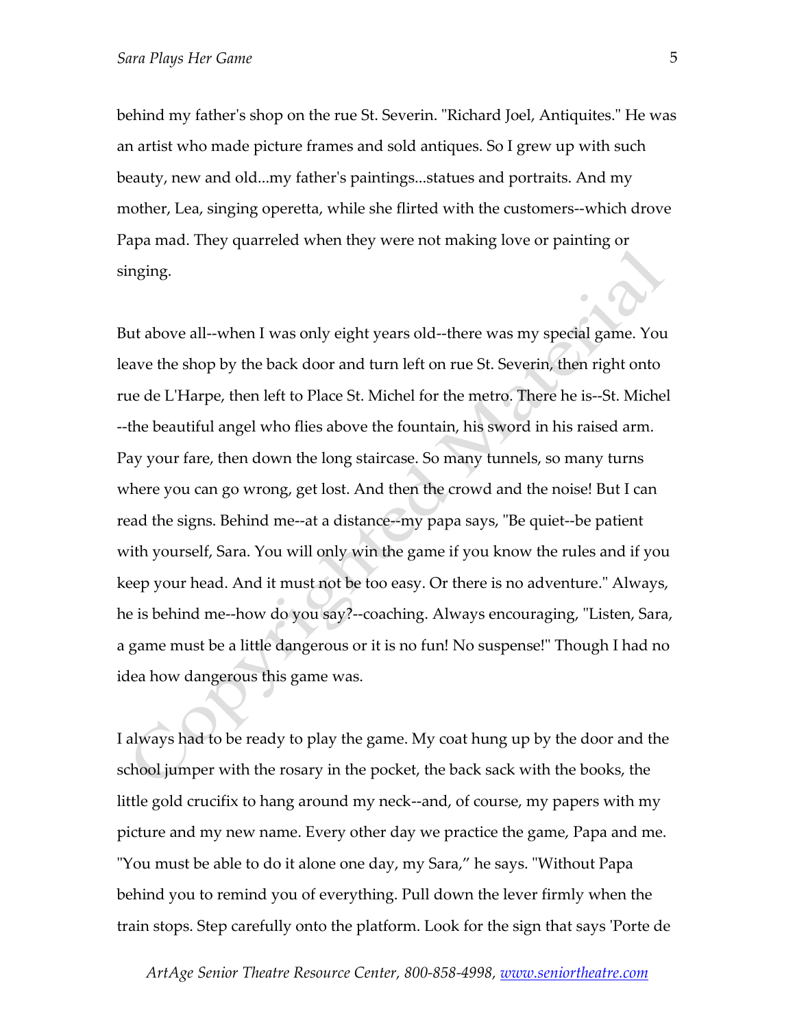behind my father's shop on the rue St. Severin. "Richard Joel, Antiquites." He was an artist who made picture frames and sold antiques. So I grew up with such beauty, new and old...my father's paintings...statues and portraits. And my mother, Lea, singing operetta, while she flirted with the customers--which drove Papa mad. They quarreled when they were not making love or painting or singing.

But above all--when I was only eight years old--there was my special game. You leave the shop by the back door and turn left on rue St. Severin, then right onto rue de L'Harpe, then left to Place St. Michel for the metro. There he is--St. Michel --the beautiful angel who flies above the fountain, his sword in his raised arm. Pay your fare, then down the long staircase. So many tunnels, so many turns where you can go wrong, get lost. And then the crowd and the noise! But I can read the signs. Behind me--at a distance--my papa says, "Be quiet--be patient with yourself, Sara. You will only win the game if you know the rules and if you keep your head. And it must not be too easy. Or there is no adventure." Always, he is behind me--how do you say?--coaching. Always encouraging, "Listen, Sara, a game must be a little dangerous or it is no fun! No suspense!" Though I had no idea how dangerous this game was.

I always had to be ready to play the game. My coat hung up by the door and the school jumper with the rosary in the pocket, the back sack with the books, the little gold crucifix to hang around my neck--and, of course, my papers with my picture and my new name. Every other day we practice the game, Papa and me. "You must be able to do it alone one day, my Sara," he says. "Without Papa behind you to remind you of everything. Pull down the lever firmly when the train stops. Step carefully onto the platform. Look for the sign that says 'Porte de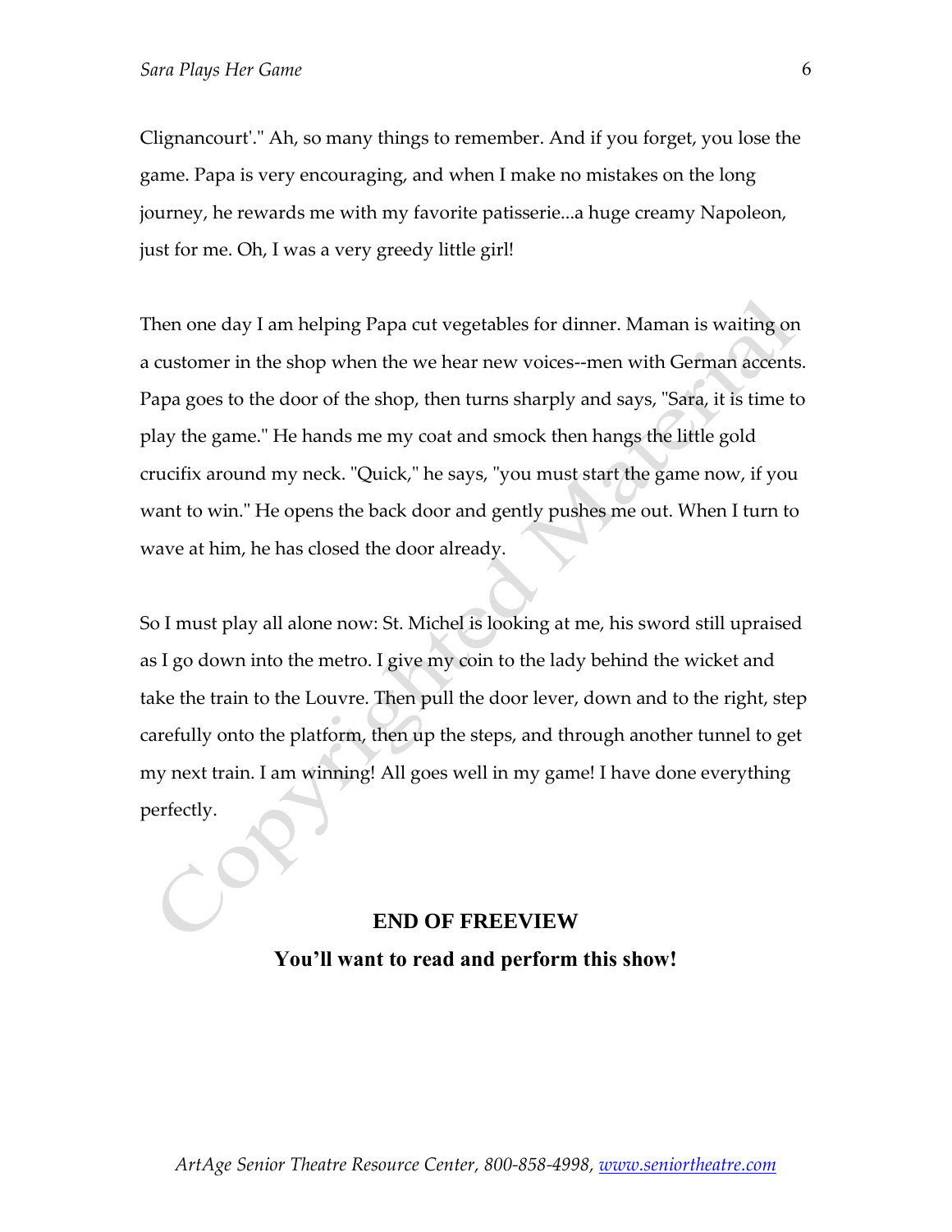Clignancourt'." Ah, so many things to remember. And if you forget, you lose the game. Papa is very encouraging, and when I make no mistakes on the long journey, he rewards me with my favorite patisserie...a huge creamy Napoleon, just for me. Oh, I was a very greedy little girl!

Then one day I am helping Papa cut vegetables for dinner. Maman is waiting on a customer in the shop when the we hear new voices--men with German accents. Papa goes to the door of the shop, then turns sharply and says, "Sara, it is time to play the game." He hands me my coat and smock then hangs the little gold crucifix around my neck. "Quick," he says, "you must start the game now, if you want to win." He opens the back door and gently pushes me out. When I turn to wave at him, he has closed the door already.

So I must play all alone now: St. Michel is looking at me, his sword still upraised as I go down into the metro. I give my coin to the lady behind the wicket and take the train to the Louvre. Then pull the door lever, down and to the right, step carefully onto the platform, then up the steps, and through another tunnel to get my next train. I am winning! All goes well in my game! I have done everything perfectly.

**END OF FREEVIEW**

**You'll want to read and perform this show!**

*ArtAge Senior Theatre Resource Center, 800-858-4998, www.seniortheatre.com*